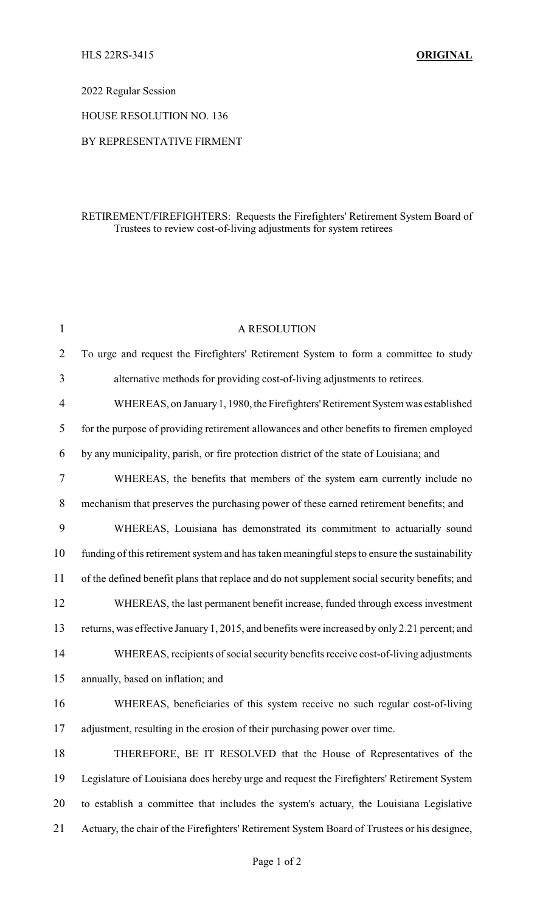HLS 22RS-3415 **ORIGINAL**

2022 Regular Session

HOUSE RESOLUTION NO. 136

BY REPRESENTATIVE FIRMENT

RETIREMENT/FIREFIGHTERS: Requests the Firefighters' Retirement System Board of Trustees to review cost-of-living adjustments for system retirees

A RESOLUTION

To urge and request the Firefighters' Retirement System to form a committee to study alternative methods for providing cost-of-living adjustments to retirees.

WHEREAS, on January 1, 1980, the Firefighters' Retirement System was established for the purpose of providing retirement allowances and other benefits to firemen employed by any municipality, parish, or fire protection district of the state of Louisiana; and

WHEREAS, the benefits that members of the system earn currently include no mechanism that preserves the purchasing power of these earned retirement benefits; and

WHEREAS, Louisiana has demonstrated its commitment to actuarially sound funding of this retirement system and has taken meaningful steps to ensure the sustainability of the defined benefit plans that replace and do not supplement social security benefits; and

WHEREAS, the last permanent benefit increase, funded through excess investment returns, was effective January 1, 2015, and benefits were increased by only 2.21 percent; and

WHEREAS, recipients of social security benefits receive cost-of-living adjustments annually, based on inflation; and

WHEREAS, beneficiaries of this system receive no such regular cost-of-living adjustment, resulting in the erosion of their purchasing power over time.

THEREFORE, BE IT RESOLVED that the House of Representatives of the Legislature of Louisiana does hereby urge and request the Firefighters' Retirement System to establish a committee that includes the system's actuary, the Louisiana Legislative Actuary, the chair of the Firefighters' Retirement System Board of Trustees or his designee,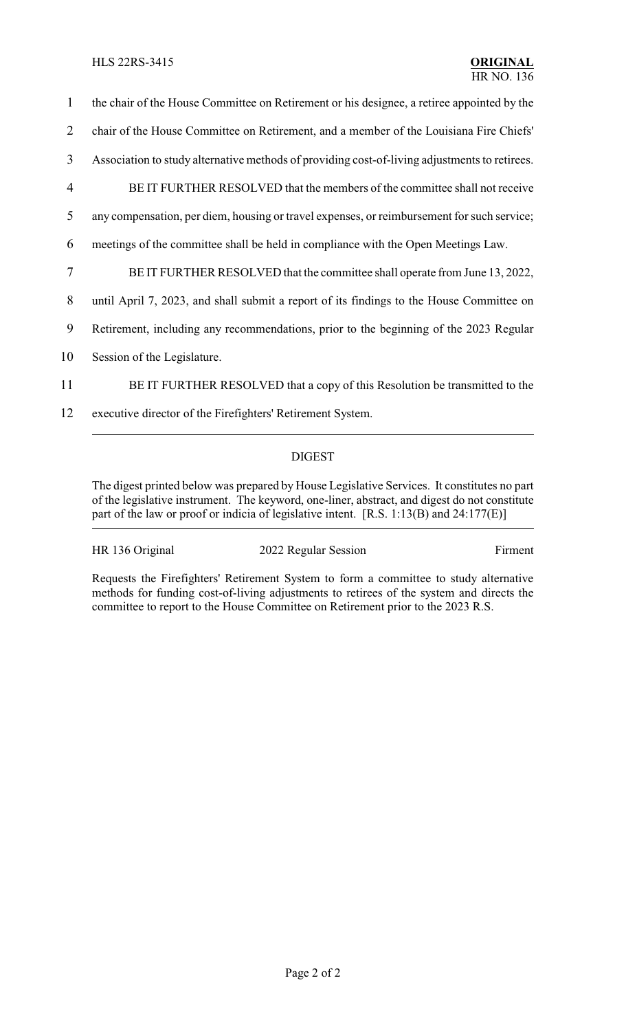1 the chair of the House Committee on Retirement or his designee, a retiree appointed by the
2 chair of the House Committee on Retirement, and a member of the Louisiana Fire Chiefs'
3 Association to study alternative methods of providing cost-of-living adjustments to retirees.
4 BE IT FURTHER RESOLVED that the members of the committee shall not receive
5 any compensation, per diem, housing or travel expenses, or reimbursement for such service;
6 meetings of the committee shall be held in compliance with the Open Meetings Law.
7 BE IT FURTHER RESOLVED that the committee shall operate from June 13, 2022,
8 until April 7, 2023, and shall submit a report of its findings to the House Committee on
9 Retirement, including any recommendations, prior to the beginning of the 2023 Regular
10 Session of the Legislature.
11 BE IT FURTHER RESOLVED that a copy of this Resolution be transmitted to the
12 executive director of the Firefighters' Retirement System.

## DIGEST

The digest printed below was prepared by House Legislative Services. It constitutes no part of the legislative instrument. The keyword, one-liner, abstract, and digest do not constitute part of the law or proof or indicia of legislative intent. [R.S. 1:13(B) and 24:177(E)]

HR 136 Original 2022 Regular Session Firment

Requests the Firefighters' Retirement System to form a committee to study alternative methods for funding cost-of-living adjustments to retirees of the system and directs the committee to report to the House Committee on Retirement prior to the 2023 R.S.